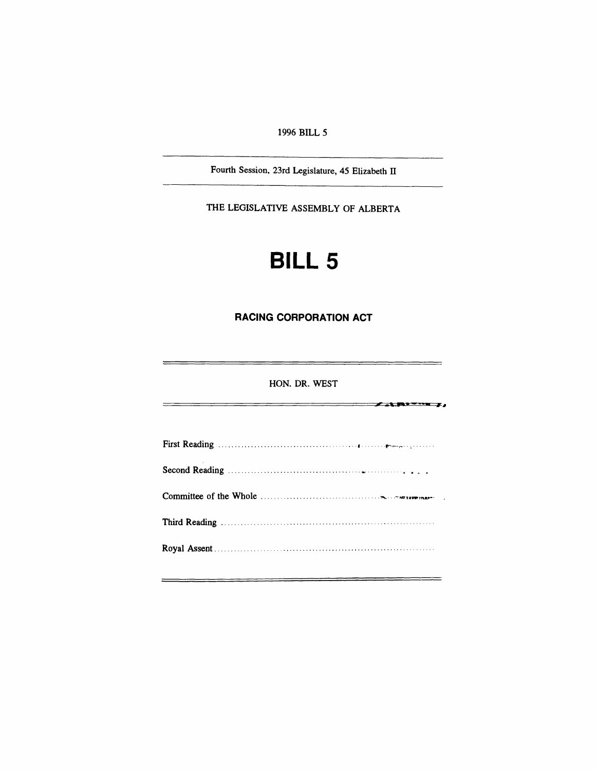1996 BILL 5

Fourth Session, 23rd Legislature, 45 Elizabeth II

THE LEGISLATIVE ASSEMBLY OF ALBERTA

# BILL 5

## RACING CORPORATION ACT

HON. DR. WEST

First Reading ..........................................................................

Second Reading ..........................................................................

Committee of the Whole ..........................................................................

Third Reading ..........................................................................

Royal Assent ..........................................................................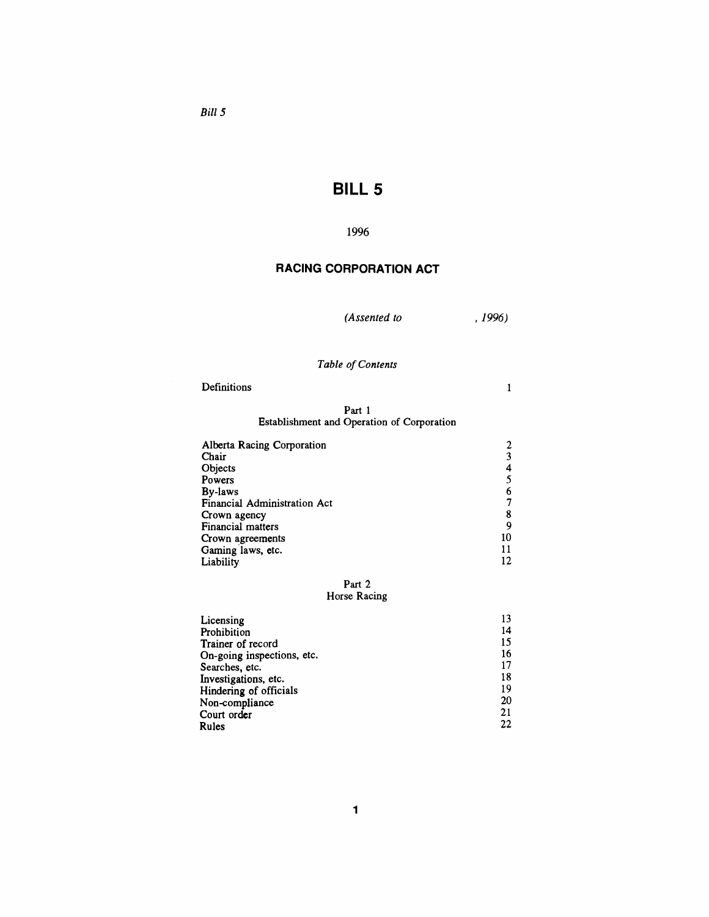*Bill 5*

# BILL 5

1996

## RACING CORPORATION ACT

*(Assented to , 1996)*

*Table of Contents*

| | |
|---|---|
| Definitions | 1 |

Part 1
Establishment and Operation of Corporation

| | |
|---|---|
| Alberta Racing Corporation | 2 |
| Chair | 3 |
| Objects | 4 |
| Powers | 5 |
| By-laws | 6 |
| Financial Administration Act | 7 |
| Crown agency | 8 |
| Financial matters | 9 |
| Crown agreements | 10 |
| Gaming laws, etc. | 11 |
| Liability | 12 |

Part 2
Horse Racing

| | |
|---|---|
| Licensing | 13 |
| Prohibition | 14 |
| Trainer of record | 15 |
| On-going inspections, etc. | 16 |
| Searches, etc. | 17 |
| Investigations, etc. | 18 |
| Hindering of officials | 19 |
| Non-compliance | 20 |
| Court order | 21 |
| Rules | 22 |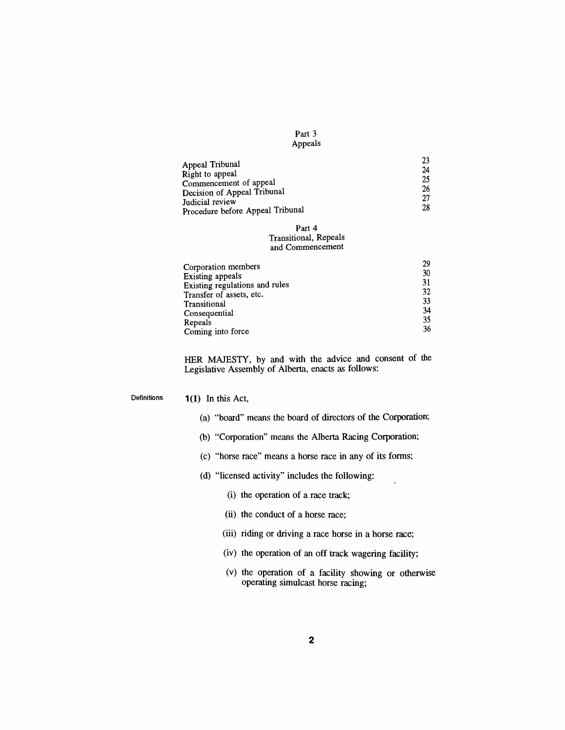Part 3
Appeals

| | |
|---|---|
| Appeal Tribunal | 23 |
| Right to appeal | 24 |
| Commencement of appeal | 25 |
| Decision of Appeal Tribunal | 26 |
| Judicial review | 27 |
| Procedure before Appeal Tribunal | 28 |

Part 4
Transitional, Repeals
and Commencement

| | |
|---|---|
| Corporation members | 29 |
| Existing appeals | 30 |
| Existing regulations and rules | 31 |
| Transfer of assets, etc. | 32 |
| Transitional | 33 |
| Consequential | 34 |
| Repeals | 35 |
| Coming into force | 36 |

HER MAJESTY, by and with the advice and consent of the Legislative Assembly of Alberta, enacts as follows:

Definitions

**1(1)** In this Act,

(a) "board" means the board of directors of the Corporation;

(b) "Corporation" means the Alberta Racing Corporation;

(c) "horse race" means a horse race in any of its forms;

(d) "licensed activity" includes the following:

(i) the operation of a race track;

(ii) the conduct of a horse race;

(iii) riding or driving a race horse in a horse race;

(iv) the operation of an off track wagering facility;

(v) the operation of a facility showing or otherwise operating simulcast horse racing;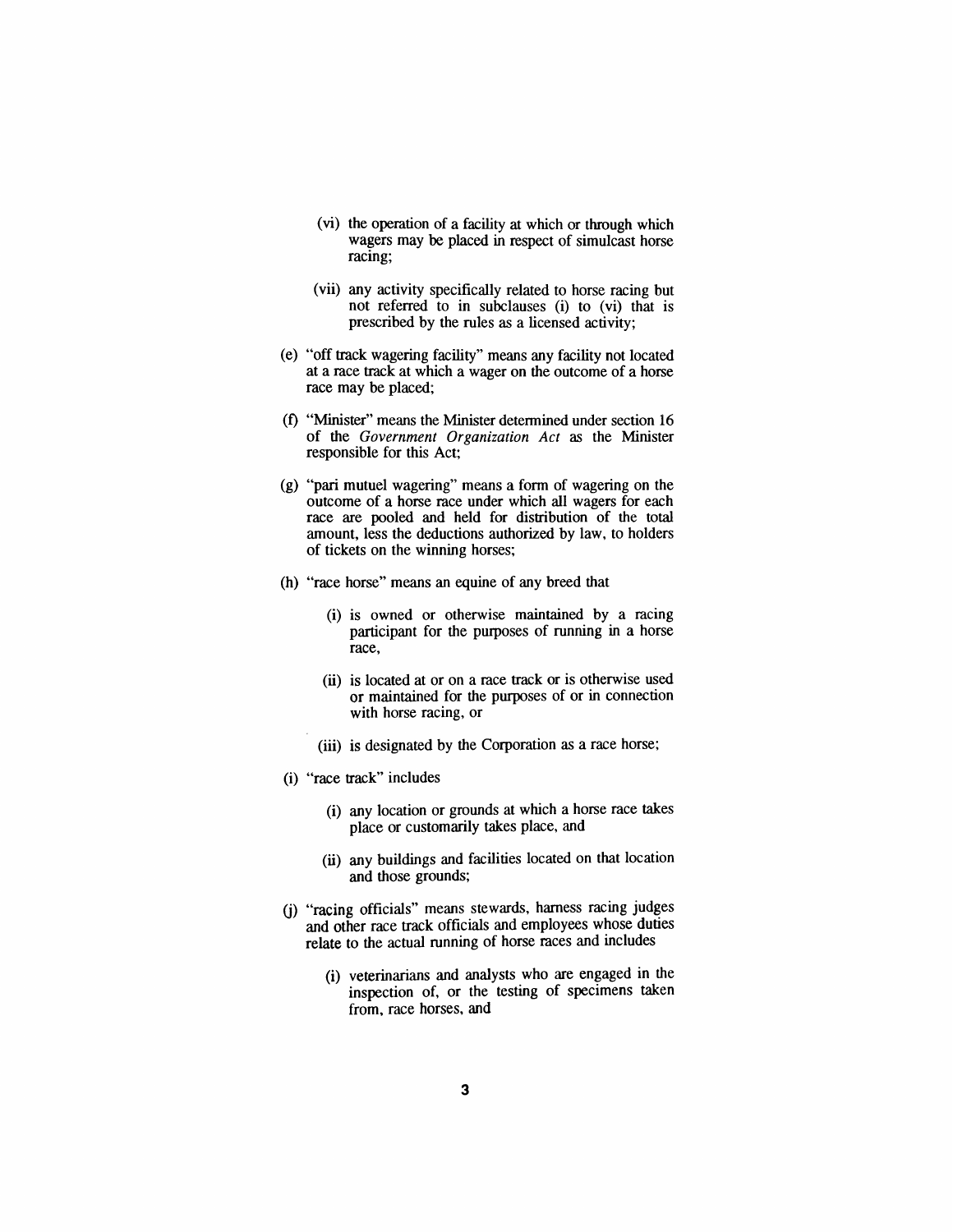(vi) the operation of a facility at which or through which wagers may be placed in respect of simulcast horse racing;

(vii) any activity specifically related to horse racing but not referred to in subclauses (i) to (vi) that is prescribed by the rules as a licensed activity;

(e) "off track wagering facility" means any facility not located at a race track at which a wager on the outcome of a horse race may be placed;

(f) "Minister" means the Minister determined under section 16 of the *Government Organization Act* as the Minister responsible for this Act;

(g) "pari mutuel wagering" means a form of wagering on the outcome of a horse race under which all wagers for each race are pooled and held for distribution of the total amount, less the deductions authorized by law, to holders of tickets on the winning horses;

(h) "race horse" means an equine of any breed that

(i) is owned or otherwise maintained by a racing participant for the purposes of running in a horse race,

(ii) is located at or on a race track or is otherwise used or maintained for the purposes of or in connection with horse racing, or

(iii) is designated by the Corporation as a race horse;

(i) "race track" includes

(i) any location or grounds at which a horse race takes place or customarily takes place, and

(ii) any buildings and facilities located on that location and those grounds;

(j) "racing officials" means stewards, harness racing judges and other race track officials and employees whose duties relate to the actual running of horse races and includes

(i) veterinarians and analysts who are engaged in the inspection of, or the testing of specimens taken from, race horses, and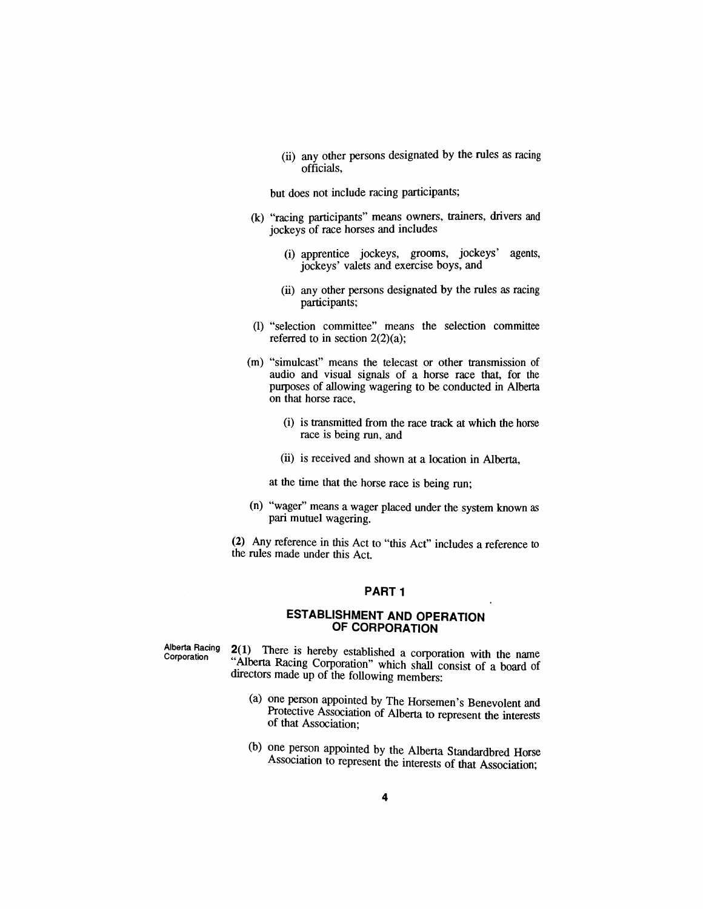(ii) any other persons designated by the rules as racing officials,

but does not include racing participants;

(k) "racing participants" means owners, trainers, drivers and jockeys of race horses and includes

(i) apprentice jockeys, grooms, jockeys' agents, jockeys' valets and exercise boys, and

(ii) any other persons designated by the rules as racing participants;

(l) "selection committee" means the selection committee referred to in section 2(2)(a);

(m) "simulcast" means the telecast or other transmission of audio and visual signals of a horse race that, for the purposes of allowing wagering to be conducted in Alberta on that horse race,

(i) is transmitted from the race track at which the horse race is being run, and

(ii) is received and shown at a location in Alberta,

at the time that the horse race is being run;

(n) "wager" means a wager placed under the system known as pari mutuel wagering.

**(2)** Any reference in this Act to "this Act" includes a reference to the rules made under this Act.

## PART 1

## ESTABLISHMENT AND OPERATION OF CORPORATION

Alberta Racing Corporation

**2(1)** There is hereby established a corporation with the name "Alberta Racing Corporation" which shall consist of a board of directors made up of the following members:

(a) one person appointed by The Horsemen's Benevolent and Protective Association of Alberta to represent the interests of that Association;

(b) one person appointed by the Alberta Standardbred Horse Association to represent the interests of that Association;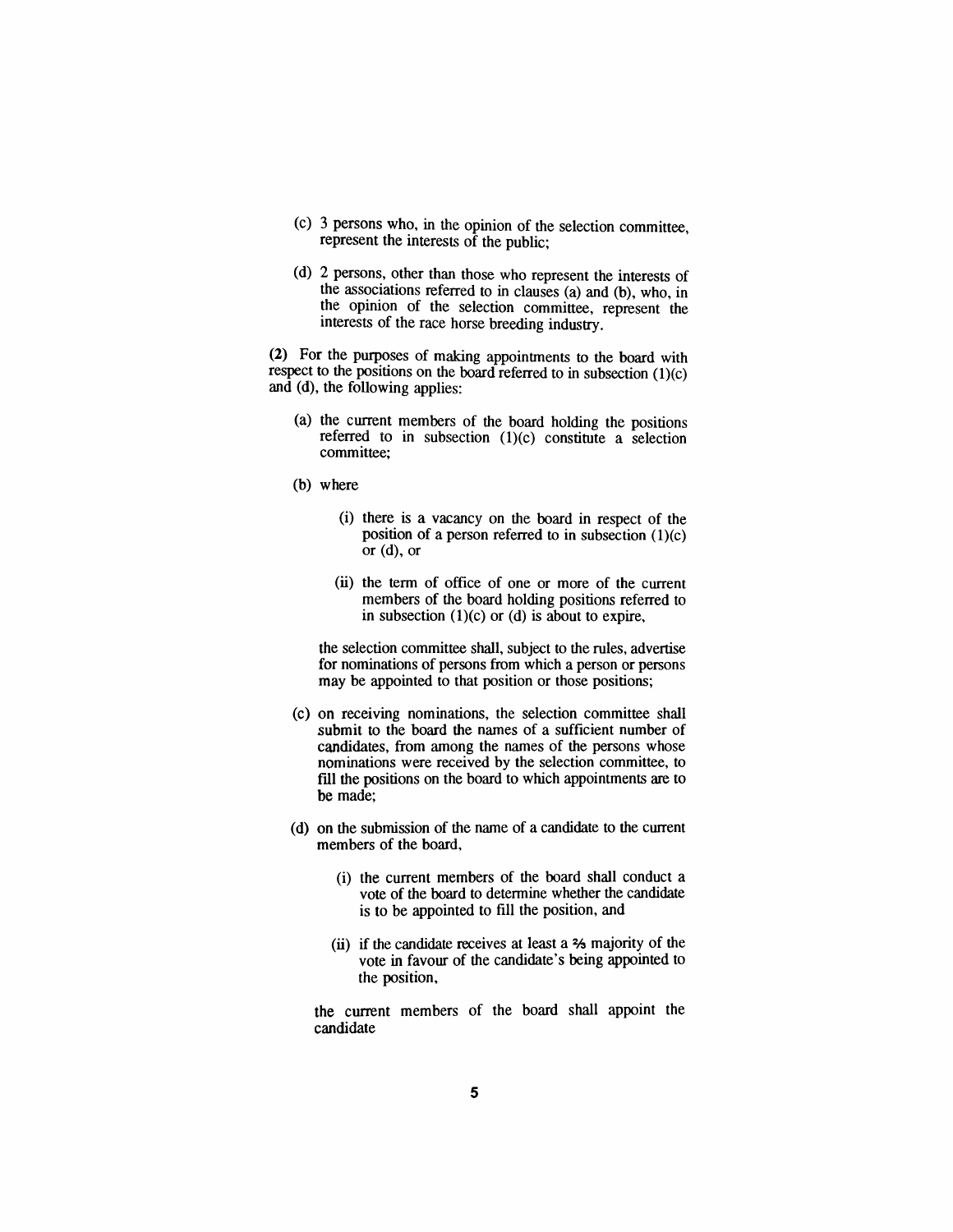(c) 3 persons who, in the opinion of the selection committee, represent the interests of the public;

(d) 2 persons, other than those who represent the interests of the associations referred to in clauses (a) and (b), who, in the opinion of the selection committee, represent the interests of the race horse breeding industry.

**(2)** For the purposes of making appointments to the board with respect to the positions on the board referred to in subsection (1)(c) and (d), the following applies:

(a) the current members of the board holding the positions referred to in subsection (1)(c) constitute a selection committee;

(b) where

(i) there is a vacancy on the board in respect of the position of a person referred to in subsection (1)(c) or (d), or

(ii) the term of office of one or more of the current members of the board holding positions referred to in subsection (1)(c) or (d) is about to expire,

the selection committee shall, subject to the rules, advertise for nominations of persons from which a person or persons may be appointed to that position or those positions;

(c) on receiving nominations, the selection committee shall submit to the board the names of a sufficient number of candidates, from among the names of the persons whose nominations were received by the selection committee, to fill the positions on the board to which appointments are to be made;

(d) on the submission of the name of a candidate to the current members of the board,

(i) the current members of the board shall conduct a vote of the board to determine whether the candidate is to be appointed to fill the position, and

(ii) if the candidate receives at least a ⅔ majority of the vote in favour of the candidate's being appointed to the position,

the current members of the board shall appoint the candidate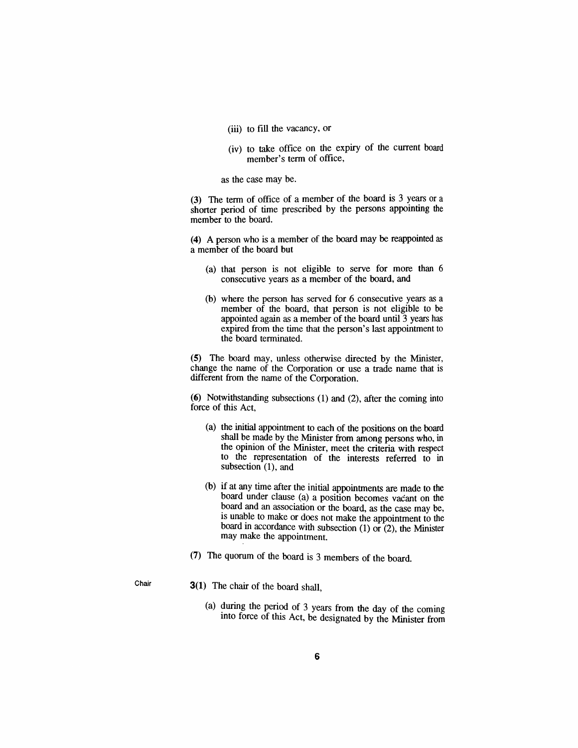(iii) to fill the vacancy, or

(iv) to take office on the expiry of the current board member's term of office,

as the case may be.

**(3)** The term of office of a member of the board is 3 years or a shorter period of time prescribed by the persons appointing the member to the board.

**(4)** A person who is a member of the board may be reappointed as a member of the board but

(a) that person is not eligible to serve for more than 6 consecutive years as a member of the board, and

(b) where the person has served for 6 consecutive years as a member of the board, that person is not eligible to be appointed again as a member of the board until 3 years has expired from the time that the person's last appointment to the board terminated.

**(5)** The board may, unless otherwise directed by the Minister, change the name of the Corporation or use a trade name that is different from the name of the Corporation.

**(6)** Notwithstanding subsections (1) and (2), after the coming into force of this Act,

(a) the initial appointment to each of the positions on the board shall be made by the Minister from among persons who, in the opinion of the Minister, meet the criteria with respect to the representation of the interests referred to in subsection (1), and

(b) if at any time after the initial appointments are made to the board under clause (a) a position becomes vacant on the board and an association or the board, as the case may be, is unable to make or does not make the appointment to the board in accordance with subsection (1) or (2), the Minister may make the appointment.

**(7)** The quorum of the board is 3 members of the board.

Chair

**3(1)** The chair of the board shall,

(a) during the period of 3 years from the day of the coming into force of this Act, be designated by the Minister from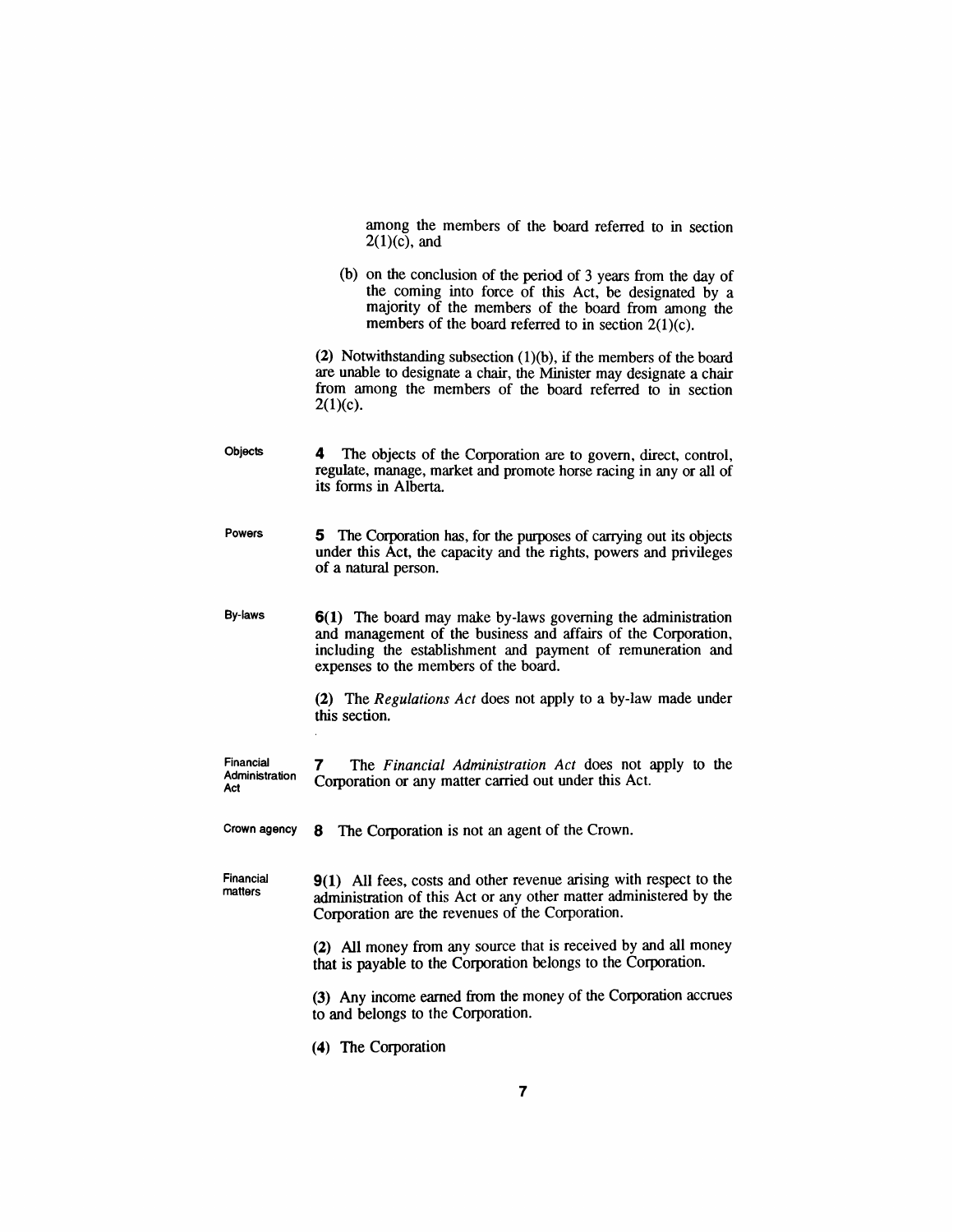among the members of the board referred to in section 2(1)(c), and

(b) on the conclusion of the period of 3 years from the day of the coming into force of this Act, be designated by a majority of the members of the board from among the members of the board referred to in section 2(1)(c).

**(2)** Notwithstanding subsection (1)(b), if the members of the board are unable to designate a chair, the Minister may designate a chair from among the members of the board referred to in section 2(1)(c).

Objects

**4** The objects of the Corporation are to govern, direct, control, regulate, manage, market and promote horse racing in any or all of its forms in Alberta.

Powers

**5** The Corporation has, for the purposes of carrying out its objects under this Act, the capacity and the rights, powers and privileges of a natural person.

By-laws

**6(1)** The board may make by-laws governing the administration and management of the business and affairs of the Corporation, including the establishment and payment of remuneration and expenses to the members of the board.

**(2)** The *Regulations Act* does not apply to a by-law made under this section.

Financial Administration Act

**7** The *Financial Administration Act* does not apply to the Corporation or any matter carried out under this Act.

Crown agency

**8** The Corporation is not an agent of the Crown.

Financial matters

**9(1)** All fees, costs and other revenue arising with respect to the administration of this Act or any other matter administered by the Corporation are the revenues of the Corporation.

**(2)** All money from any source that is received by and all money that is payable to the Corporation belongs to the Corporation.

**(3)** Any income earned from the money of the Corporation accrues to and belongs to the Corporation.

**(4)** The Corporation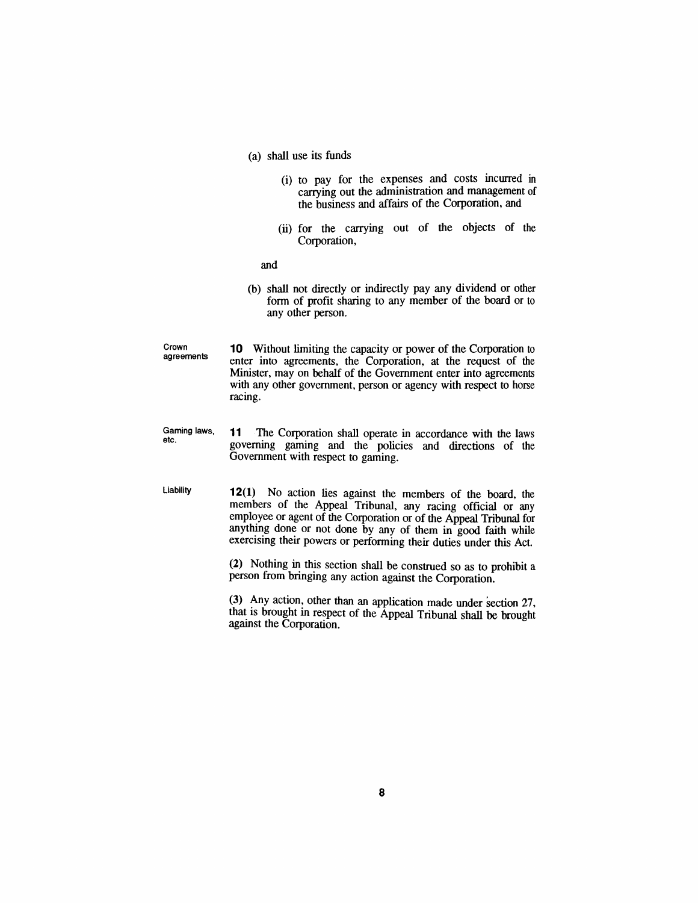(a) shall use its funds

  (i) to pay for the expenses and costs incurred in carrying out the administration and management of the business and affairs of the Corporation, and

  (ii) for the carrying out of the objects of the Corporation,

and

(b) shall not directly or indirectly pay any dividend or other form of profit sharing to any member of the board or to any other person.

Crown agreements

**10** Without limiting the capacity or power of the Corporation to enter into agreements, the Corporation, at the request of the Minister, may on behalf of the Government enter into agreements with any other government, person or agency with respect to horse racing.

Gaming laws, etc.

**11** The Corporation shall operate in accordance with the laws governing gaming and the policies and directions of the Government with respect to gaming.

Liability

**12(1)** No action lies against the members of the board, the members of the Appeal Tribunal, any racing official or any employee or agent of the Corporation or of the Appeal Tribunal for anything done or not done by any of them in good faith while exercising their powers or performing their duties under this Act.

**(2)** Nothing in this section shall be construed so as to prohibit a person from bringing any action against the Corporation.

**(3)** Any action, other than an application made under section 27, that is brought in respect of the Appeal Tribunal shall be brought against the Corporation.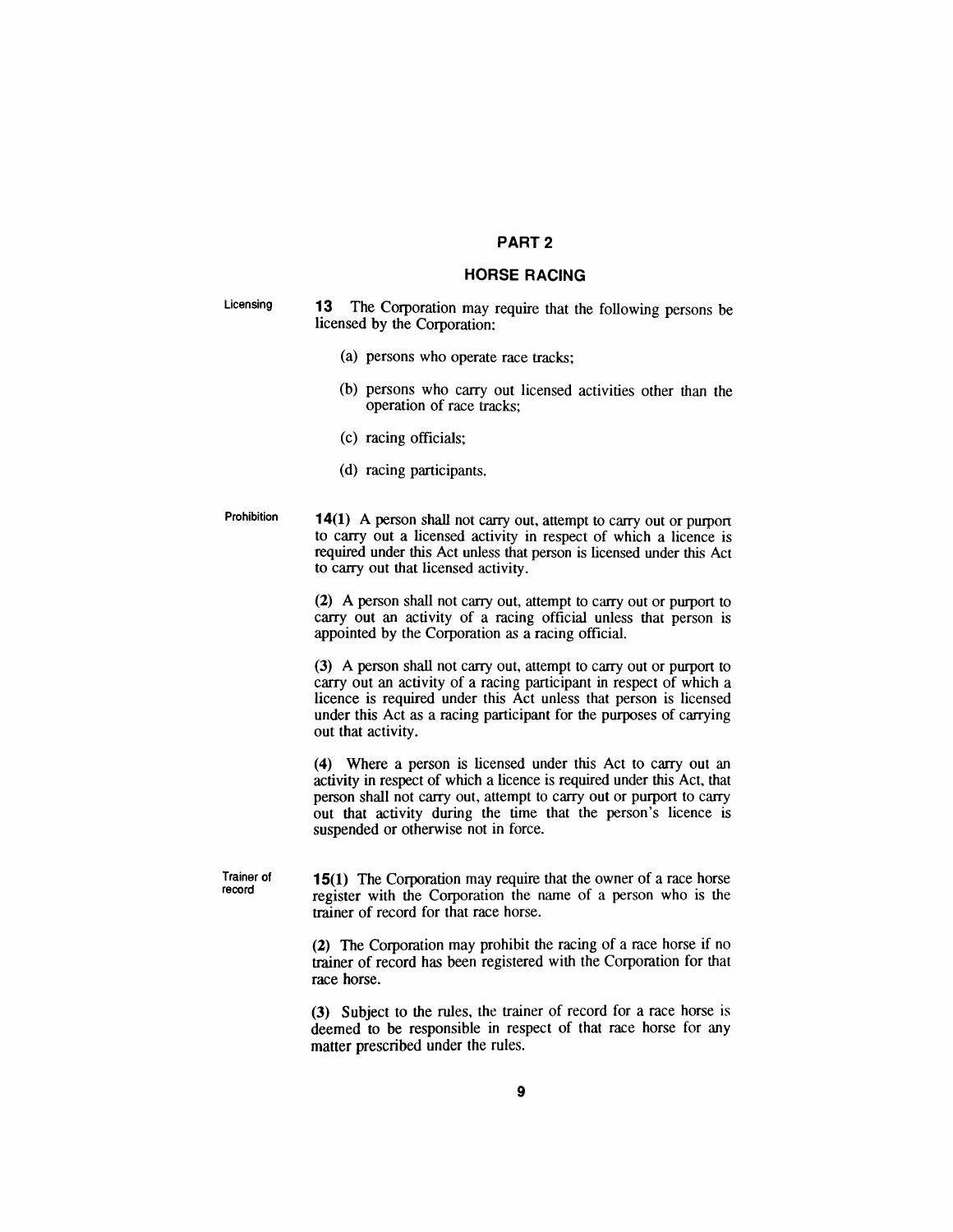## PART 2

## HORSE RACING

**Licensing**

**13** The Corporation may require that the following persons be licensed by the Corporation:

(a) persons who operate race tracks;

(b) persons who carry out licensed activities other than the operation of race tracks;

(c) racing officials;

(d) racing participants.

**Prohibition**

**14(1)** A person shall not carry out, attempt to carry out or purport to carry out a licensed activity in respect of which a licence is required under this Act unless that person is licensed under this Act to carry out that licensed activity.

**(2)** A person shall not carry out, attempt to carry out or purport to carry out an activity of a racing official unless that person is appointed by the Corporation as a racing official.

**(3)** A person shall not carry out, attempt to carry out or purport to carry out an activity of a racing participant in respect of which a licence is required under this Act unless that person is licensed under this Act as a racing participant for the purposes of carrying out that activity.

**(4)** Where a person is licensed under this Act to carry out an activity in respect of which a licence is required under this Act, that person shall not carry out, attempt to carry out or purport to carry out that activity during the time that the person's licence is suspended or otherwise not in force.

**Trainer of record**

**15(1)** The Corporation may require that the owner of a race horse register with the Corporation the name of a person who is the trainer of record for that race horse.

**(2)** The Corporation may prohibit the racing of a race horse if no trainer of record has been registered with the Corporation for that race horse.

**(3)** Subject to the rules, the trainer of record for a race horse is deemed to be responsible in respect of that race horse for any matter prescribed under the rules.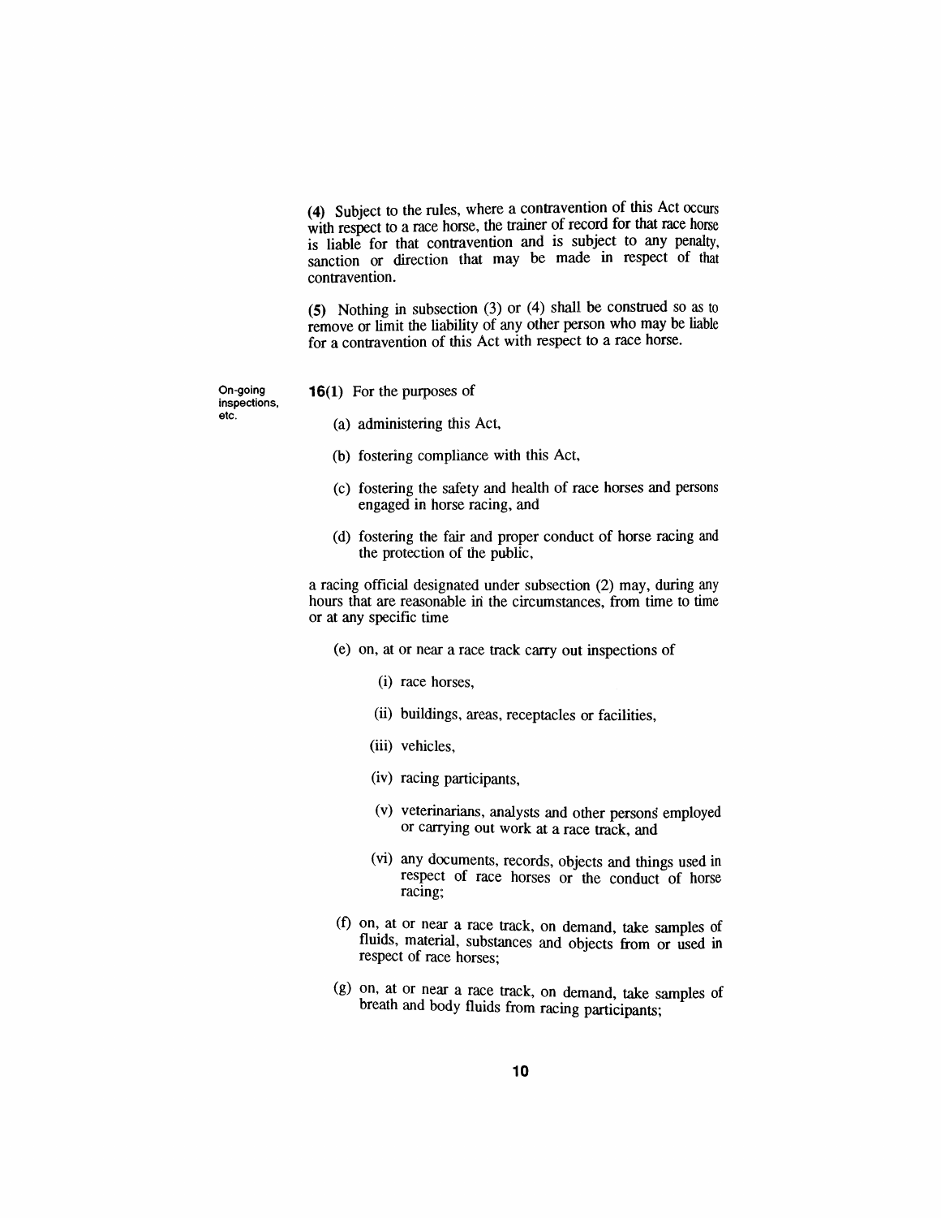(4) Subject to the rules, where a contravention of this Act occurs with respect to a race horse, the trainer of record for that race horse is liable for that contravention and is subject to any penalty, sanction or direction that may be made in respect of that contravention.

(5) Nothing in subsection (3) or (4) shall be construed so as to remove or limit the liability of any other person who may be liable for a contravention of this Act with respect to a race horse.

On-going inspections, etc.

**16(1)** For the purposes of

(a) administering this Act,

(b) fostering compliance with this Act,

(c) fostering the safety and health of race horses and persons engaged in horse racing, and

(d) fostering the fair and proper conduct of horse racing and the protection of the public,

a racing official designated under subsection (2) may, during any hours that are reasonable in the circumstances, from time to time or at any specific time

(e) on, at or near a race track carry out inspections of

(i) race horses,

(ii) buildings, areas, receptacles or facilities,

(iii) vehicles,

(iv) racing participants,

(v) veterinarians, analysts and other persons employed or carrying out work at a race track, and

(vi) any documents, records, objects and things used in respect of race horses or the conduct of horse racing;

(f) on, at or near a race track, on demand, take samples of fluids, material, substances and objects from or used in respect of race horses;

(g) on, at or near a race track, on demand, take samples of breath and body fluids from racing participants;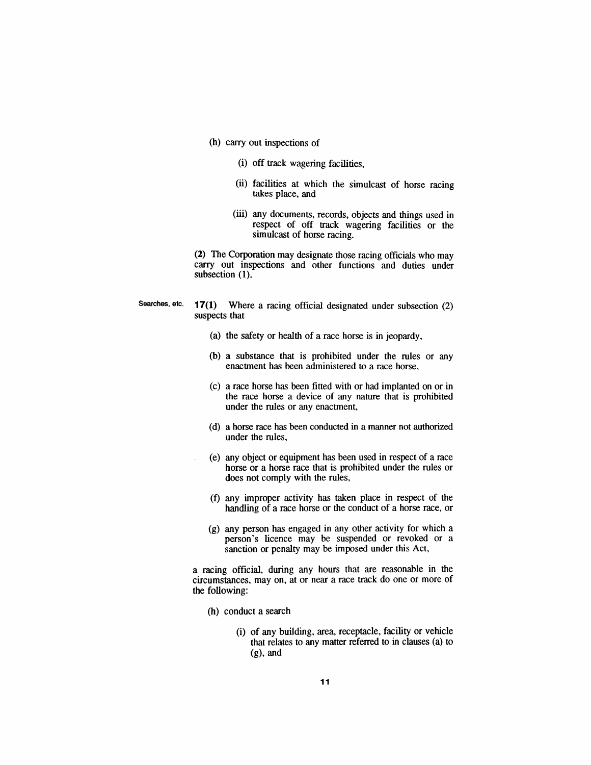(h) carry out inspections of

(i) off track wagering facilities,

(ii) facilities at which the simulcast of horse racing takes place, and

(iii) any documents, records, objects and things used in respect of off track wagering facilities or the simulcast of horse racing.

**(2)** The Corporation may designate those racing officials who may carry out inspections and other functions and duties under subsection (1).

Searches, etc.

**17(1)** Where a racing official designated under subsection (2) suspects that

(a) the safety or health of a race horse is in jeopardy,

(b) a substance that is prohibited under the rules or any enactment has been administered to a race horse,

(c) a race horse has been fitted with or had implanted on or in the race horse a device of any nature that is prohibited under the rules or any enactment,

(d) a horse race has been conducted in a manner not authorized under the rules,

(e) any object or equipment has been used in respect of a race horse or a horse race that is prohibited under the rules or does not comply with the rules,

(f) any improper activity has taken place in respect of the handling of a race horse or the conduct of a horse race, or

(g) any person has engaged in any other activity for which a person's licence may be suspended or revoked or a sanction or penalty may be imposed under this Act,

a racing official, during any hours that are reasonable in the circumstances, may on, at or near a race track do one or more of the following:

(h) conduct a search

(i) of any building, area, receptacle, facility or vehicle that relates to any matter referred to in clauses (a) to (g), and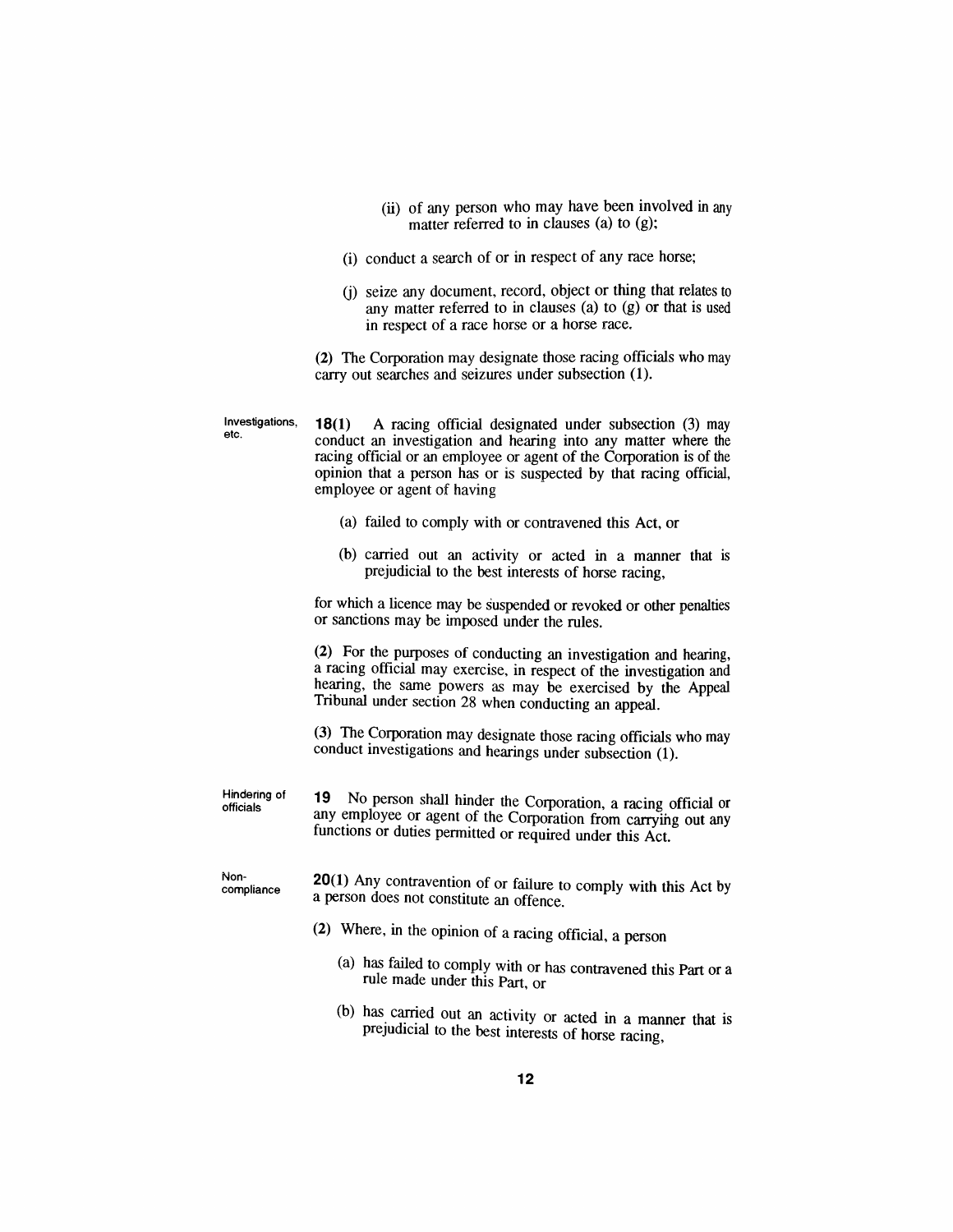(ii) of any person who may have been involved in any matter referred to in clauses (a) to (g);

(i) conduct a search of or in respect of any race horse;

(j) seize any document, record, object or thing that relates to any matter referred to in clauses (a) to (g) or that is used in respect of a race horse or a horse race.

(2) The Corporation may designate those racing officials who may carry out searches and seizures under subsection (1).

Investigations, etc.

**18(1)** A racing official designated under subsection (3) may conduct an investigation and hearing into any matter where the racing official or an employee or agent of the Corporation is of the opinion that a person has or is suspected by that racing official, employee or agent of having

(a) failed to comply with or contravened this Act, or

(b) carried out an activity or acted in a manner that is prejudicial to the best interests of horse racing,

for which a licence may be suspended or revoked or other penalties or sanctions may be imposed under the rules.

(2) For the purposes of conducting an investigation and hearing, a racing official may exercise, in respect of the investigation and hearing, the same powers as may be exercised by the Appeal Tribunal under section 28 when conducting an appeal.

(3) The Corporation may designate those racing officials who may conduct investigations and hearings under subsection (1).

Hindering of officials

**19** No person shall hinder the Corporation, a racing official or any employee or agent of the Corporation from carrying out any functions or duties permitted or required under this Act.

Non-compliance

**20(1)** Any contravention of or failure to comply with this Act by a person does not constitute an offence.

(2) Where, in the opinion of a racing official, a person

(a) has failed to comply with or has contravened this Part or a rule made under this Part, or

(b) has carried out an activity or acted in a manner that is prejudicial to the best interests of horse racing,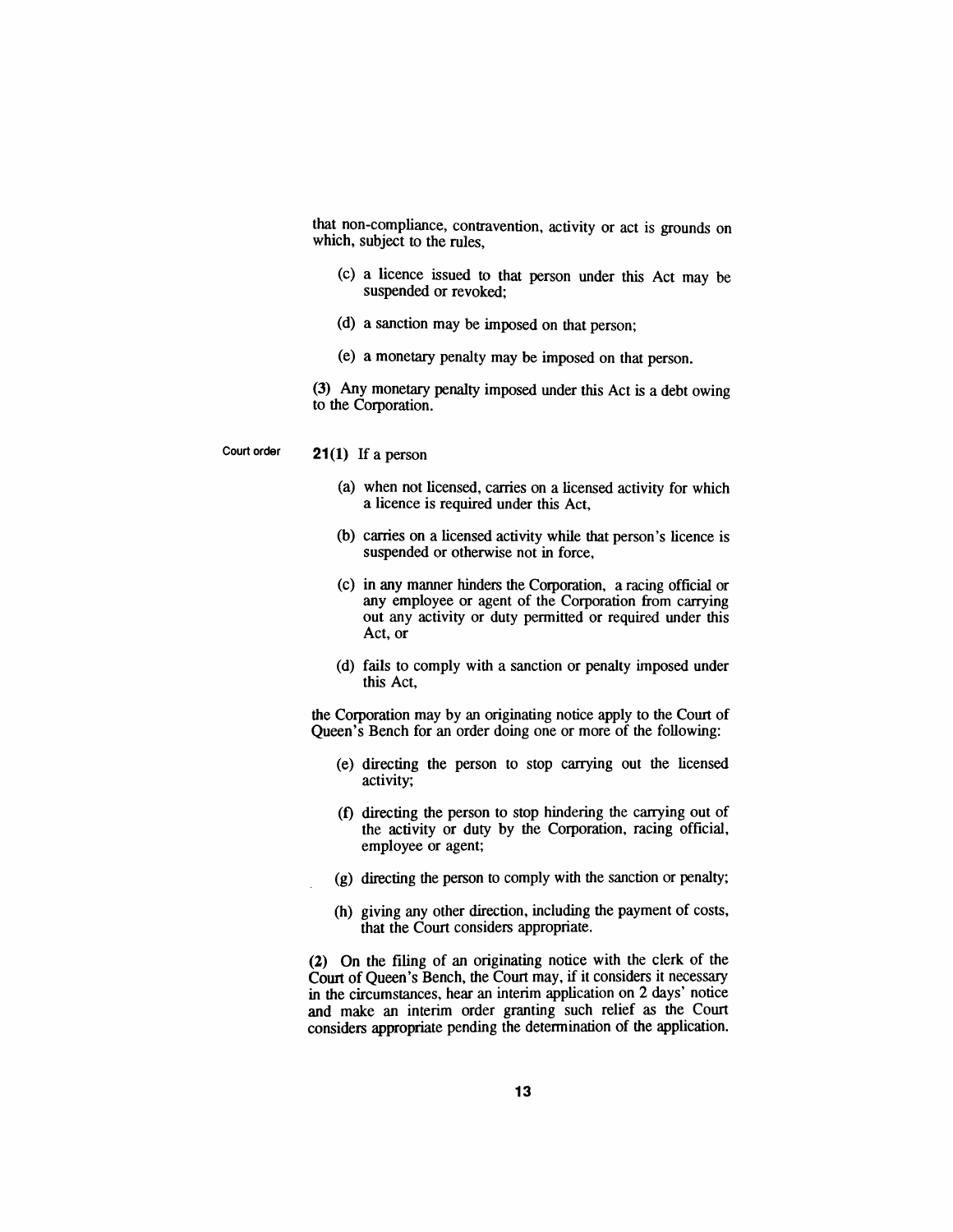that non-compliance, contravention, activity or act is grounds on which, subject to the rules,

(c) a licence issued to that person under this Act may be suspended or revoked;

(d) a sanction may be imposed on that person;

(e) a monetary penalty may be imposed on that person.

(3) Any monetary penalty imposed under this Act is a debt owing to the Corporation.

**Court order**

**21(1)** If a person

(a) when not licensed, carries on a licensed activity for which a licence is required under this Act,

(b) carries on a licensed activity while that person's licence is suspended or otherwise not in force,

(c) in any manner hinders the Corporation, a racing official or any employee or agent of the Corporation from carrying out any activity or duty permitted or required under this Act, or

(d) fails to comply with a sanction or penalty imposed under this Act,

the Corporation may by an originating notice apply to the Court of Queen's Bench for an order doing one or more of the following:

(e) directing the person to stop carrying out the licensed activity;

(f) directing the person to stop hindering the carrying out of the activity or duty by the Corporation, racing official, employee or agent;

(g) directing the person to comply with the sanction or penalty;

(h) giving any other direction, including the payment of costs, that the Court considers appropriate.

**(2)** On the filing of an originating notice with the clerk of the Court of Queen's Bench, the Court may, if it considers it necessary in the circumstances, hear an interim application on 2 days' notice and make an interim order granting such relief as the Court considers appropriate pending the determination of the application.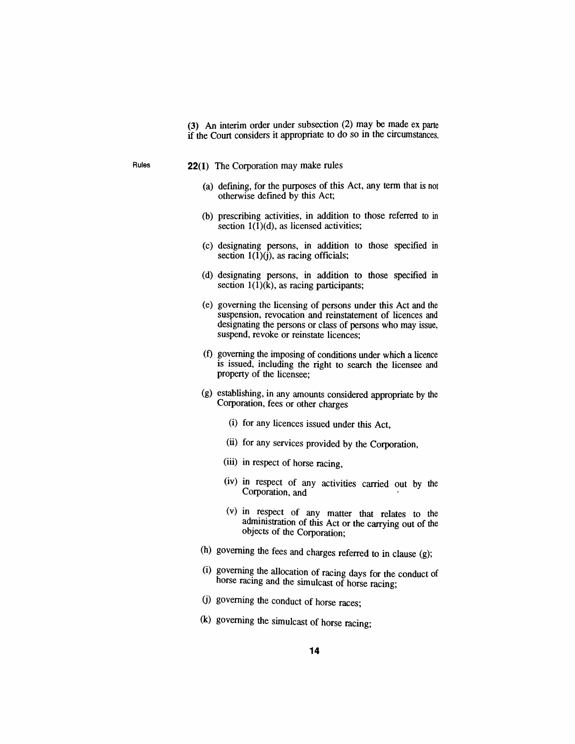(3) An interim order under subsection (2) may be made ex parte if the Court considers it appropriate to do so in the circumstances.

Rules

**22(1)** The Corporation may make rules

(a) defining, for the purposes of this Act, any term that is not otherwise defined by this Act;

(b) prescribing activities, in addition to those referred to in section 1(1)(d), as licensed activities;

(c) designating persons, in addition to those specified in section 1(1)(j), as racing officials;

(d) designating persons, in addition to those specified in section 1(1)(k), as racing participants;

(e) governing the licensing of persons under this Act and the suspension, revocation and reinstatement of licences and designating the persons or class of persons who may issue, suspend, revoke or reinstate licences;

(f) governing the imposing of conditions under which a licence is issued, including the right to search the licensee and property of the licensee;

(g) establishing, in any amounts considered appropriate by the Corporation, fees or other charges

(i) for any licences issued under this Act,

(ii) for any services provided by the Corporation,

(iii) in respect of horse racing,

(iv) in respect of any activities carried out by the Corporation, and

(v) in respect of any matter that relates to the administration of this Act or the carrying out of the objects of the Corporation;

(h) governing the fees and charges referred to in clause (g);

(i) governing the allocation of racing days for the conduct of horse racing and the simulcast of horse racing;

(j) governing the conduct of horse races;

(k) governing the simulcast of horse racing;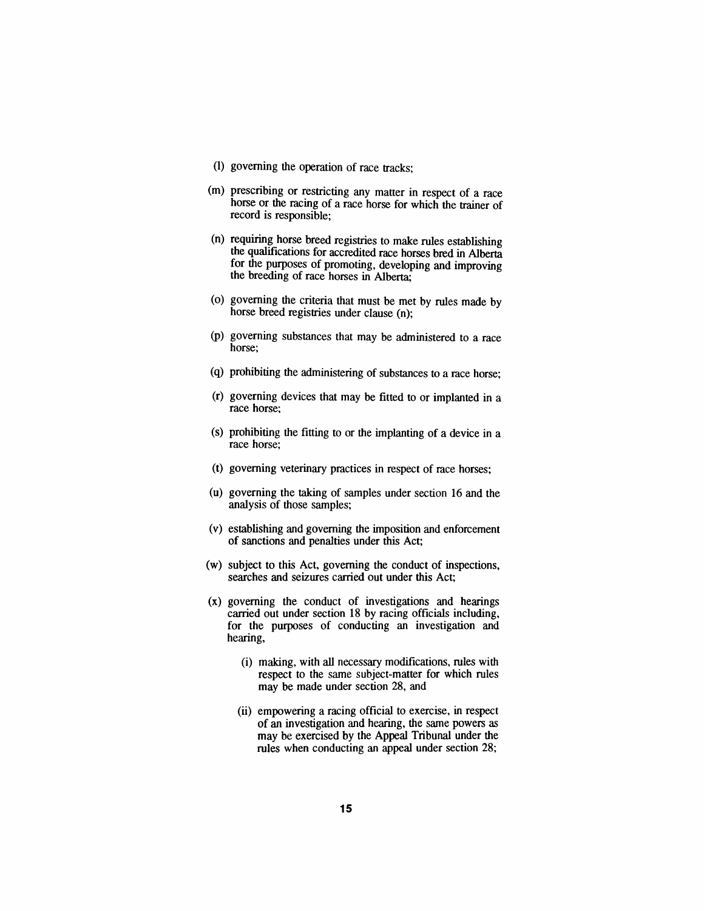(l) governing the operation of race tracks;

(m) prescribing or restricting any matter in respect of a race horse or the racing of a race horse for which the trainer of record is responsible;

(n) requiring horse breed registries to make rules establishing the qualifications for accredited race horses bred in Alberta for the purposes of promoting, developing and improving the breeding of race horses in Alberta;

(o) governing the criteria that must be met by rules made by horse breed registries under clause (n);

(p) governing substances that may be administered to a race horse;

(q) prohibiting the administering of substances to a race horse;

(r) governing devices that may be fitted to or implanted in a race horse;

(s) prohibiting the fitting to or the implanting of a device in a race horse;

(t) governing veterinary practices in respect of race horses;

(u) governing the taking of samples under section 16 and the analysis of those samples;

(v) establishing and governing the imposition and enforcement of sanctions and penalties under this Act;

(w) subject to this Act, governing the conduct of inspections, searches and seizures carried out under this Act;

(x) governing the conduct of investigations and hearings carried out under section 18 by racing officials including, for the purposes of conducting an investigation and hearing,

(i) making, with all necessary modifications, rules with respect to the same subject-matter for which rules may be made under section 28, and

(ii) empowering a racing official to exercise, in respect of an investigation and hearing, the same powers as may be exercised by the Appeal Tribunal under the rules when conducting an appeal under section 28;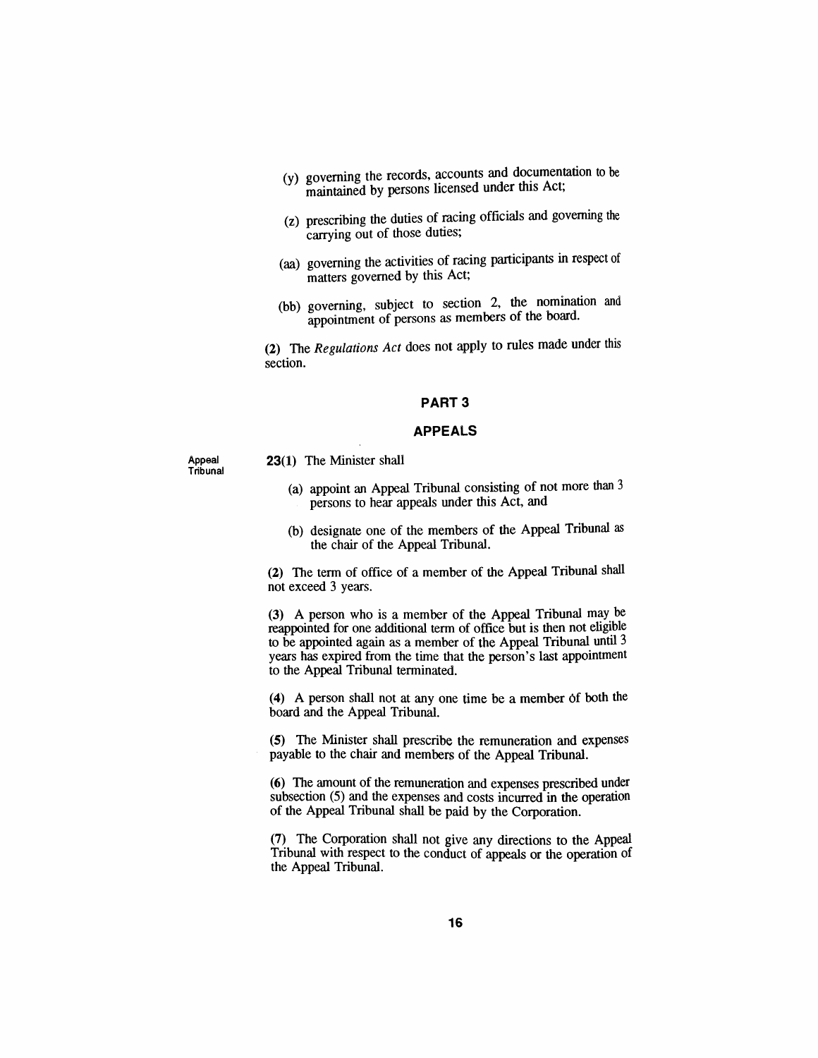(y) governing the records, accounts and documentation to be maintained by persons licensed under this Act;

(z) prescribing the duties of racing officials and governing the carrying out of those duties;

(aa) governing the activities of racing participants in respect of matters governed by this Act;

(bb) governing, subject to section 2, the nomination and appointment of persons as members of the board.

**(2)** The *Regulations Act* does not apply to rules made under this section.

## PART 3

## APPEALS

**Appeal Tribunal**

**23(1)** The Minister shall

(a) appoint an Appeal Tribunal consisting of not more than 3 persons to hear appeals under this Act, and

(b) designate one of the members of the Appeal Tribunal as the chair of the Appeal Tribunal.

**(2)** The term of office of a member of the Appeal Tribunal shall not exceed 3 years.

**(3)** A person who is a member of the Appeal Tribunal may be reappointed for one additional term of office but is then not eligible to be appointed again as a member of the Appeal Tribunal until 3 years has expired from the time that the person's last appointment to the Appeal Tribunal terminated.

**(4)** A person shall not at any one time be a member of both the board and the Appeal Tribunal.

**(5)** The Minister shall prescribe the remuneration and expenses payable to the chair and members of the Appeal Tribunal.

**(6)** The amount of the remuneration and expenses prescribed under subsection (5) and the expenses and costs incurred in the operation of the Appeal Tribunal shall be paid by the Corporation.

**(7)** The Corporation shall not give any directions to the Appeal Tribunal with respect to the conduct of appeals or the operation of the Appeal Tribunal.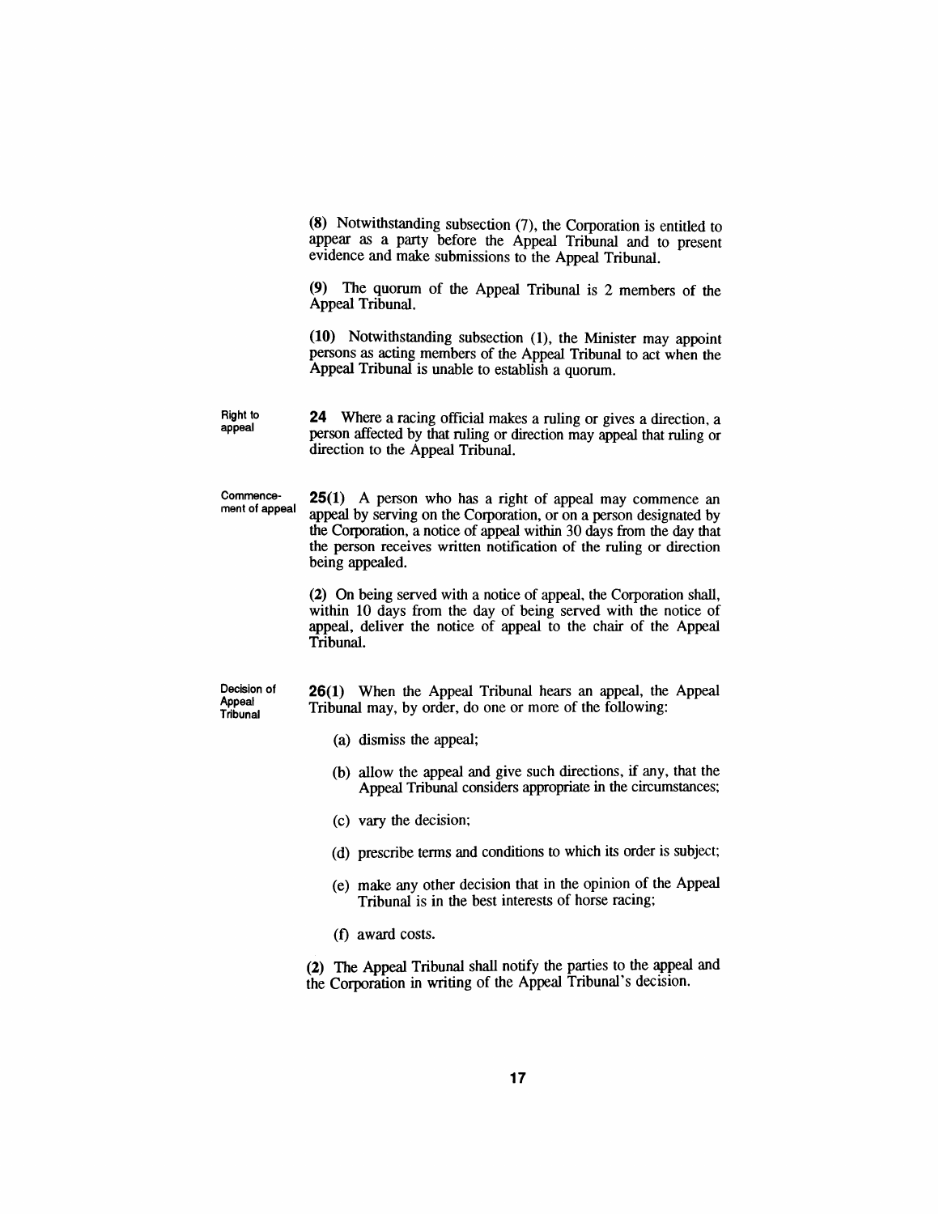(8) Notwithstanding subsection (7), the Corporation is entitled to appear as a party before the Appeal Tribunal and to present evidence and make submissions to the Appeal Tribunal.

(9) The quorum of the Appeal Tribunal is 2 members of the Appeal Tribunal.

(10) Notwithstanding subsection (1), the Minister may appoint persons as acting members of the Appeal Tribunal to act when the Appeal Tribunal is unable to establish a quorum.

Right to appeal

**24** Where a racing official makes a ruling or gives a direction, a person affected by that ruling or direction may appeal that ruling or direction to the Appeal Tribunal.

Commencement of appeal

**25(1)** A person who has a right of appeal may commence an appeal by serving on the Corporation, or on a person designated by the Corporation, a notice of appeal within 30 days from the day that the person receives written notification of the ruling or direction being appealed.

(2) On being served with a notice of appeal, the Corporation shall, within 10 days from the day of being served with the notice of appeal, deliver the notice of appeal to the chair of the Appeal Tribunal.

Decision of Appeal Tribunal

**26(1)** When the Appeal Tribunal hears an appeal, the Appeal Tribunal may, by order, do one or more of the following:

(a) dismiss the appeal;

(b) allow the appeal and give such directions, if any, that the Appeal Tribunal considers appropriate in the circumstances;

(c) vary the decision;

(d) prescribe terms and conditions to which its order is subject;

(e) make any other decision that in the opinion of the Appeal Tribunal is in the best interests of horse racing;

(f) award costs.

(2) The Appeal Tribunal shall notify the parties to the appeal and the Corporation in writing of the Appeal Tribunal's decision.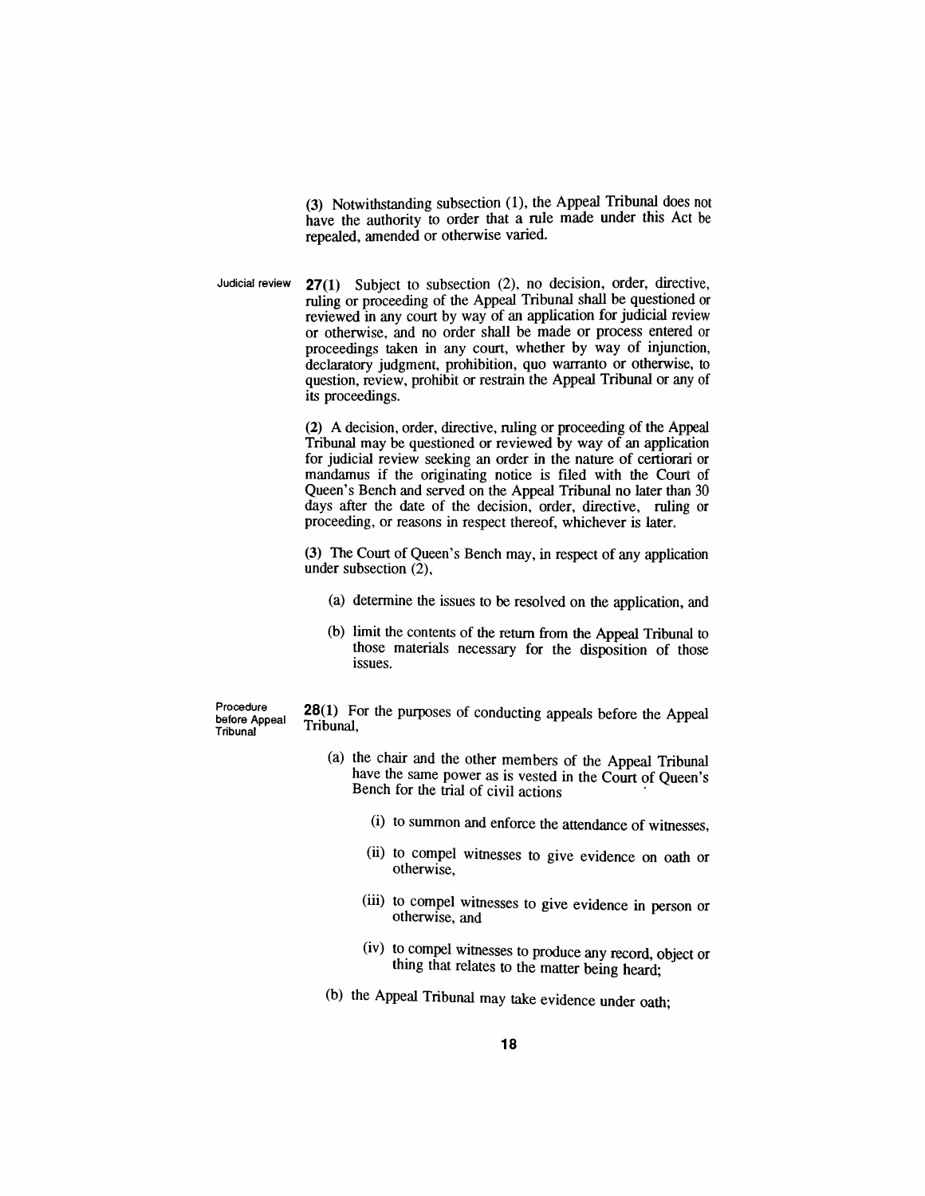(3) Notwithstanding subsection (1), the Appeal Tribunal does not have the authority to order that a rule made under this Act be repealed, amended or otherwise varied.

Judicial review

**27(1)** Subject to subsection (2), no decision, order, directive, ruling or proceeding of the Appeal Tribunal shall be questioned or reviewed in any court by way of an application for judicial review or otherwise, and no order shall be made or process entered or proceedings taken in any court, whether by way of injunction, declaratory judgment, prohibition, quo warranto or otherwise, to question, review, prohibit or restrain the Appeal Tribunal or any of its proceedings.

**(2)** A decision, order, directive, ruling or proceeding of the Appeal Tribunal may be questioned or reviewed by way of an application for judicial review seeking an order in the nature of certiorari or mandamus if the originating notice is filed with the Court of Queen's Bench and served on the Appeal Tribunal no later than 30 days after the date of the decision, order, directive, ruling or proceeding, or reasons in respect thereof, whichever is later.

**(3)** The Court of Queen's Bench may, in respect of any application under subsection (2),

(a) determine the issues to be resolved on the application, and

(b) limit the contents of the return from the Appeal Tribunal to those materials necessary for the disposition of those issues.

Procedure before Appeal Tribunal

**28(1)** For the purposes of conducting appeals before the Appeal Tribunal,

(a) the chair and the other members of the Appeal Tribunal have the same power as is vested in the Court of Queen's Bench for the trial of civil actions

(i) to summon and enforce the attendance of witnesses,

(ii) to compel witnesses to give evidence on oath or otherwise,

(iii) to compel witnesses to give evidence in person or otherwise, and

(iv) to compel witnesses to produce any record, object or thing that relates to the matter being heard;

(b) the Appeal Tribunal may take evidence under oath;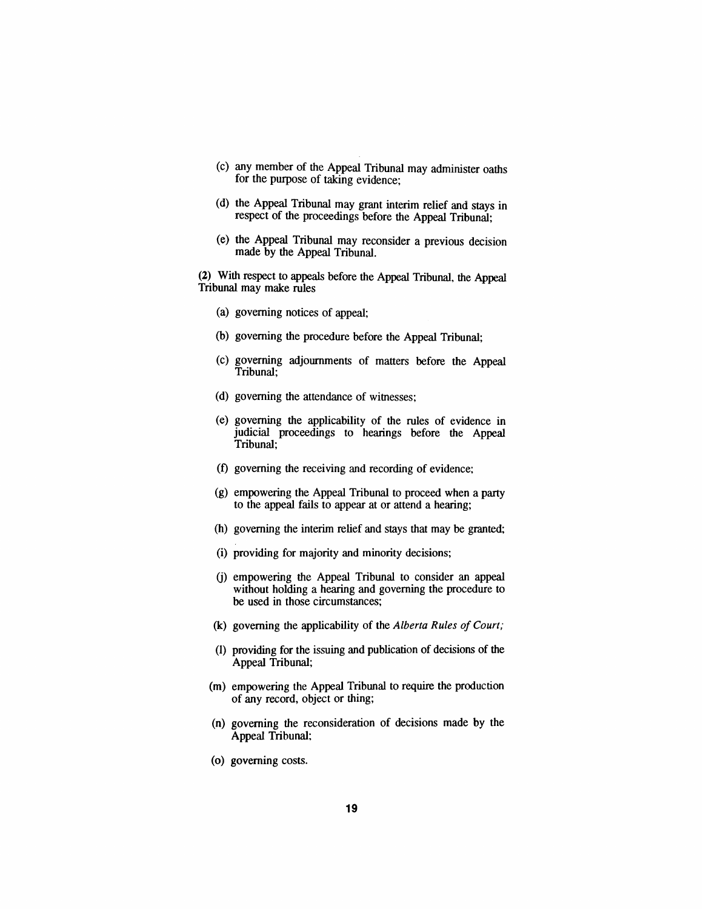(c) any member of the Appeal Tribunal may administer oaths for the purpose of taking evidence;

(d) the Appeal Tribunal may grant interim relief and stays in respect of the proceedings before the Appeal Tribunal;

(e) the Appeal Tribunal may reconsider a previous decision made by the Appeal Tribunal.

**(2)** With respect to appeals before the Appeal Tribunal, the Appeal Tribunal may make rules

(a) governing notices of appeal;

(b) governing the procedure before the Appeal Tribunal;

(c) governing adjournments of matters before the Appeal Tribunal;

(d) governing the attendance of witnesses;

(e) governing the applicability of the rules of evidence in judicial proceedings to hearings before the Appeal Tribunal;

(f) governing the receiving and recording of evidence;

(g) empowering the Appeal Tribunal to proceed when a party to the appeal fails to appear at or attend a hearing;

(h) governing the interim relief and stays that may be granted;

(i) providing for majority and minority decisions;

(j) empowering the Appeal Tribunal to consider an appeal without holding a hearing and governing the procedure to be used in those circumstances;

(k) governing the applicability of the *Alberta Rules of Court;*

(l) providing for the issuing and publication of decisions of the Appeal Tribunal;

(m) empowering the Appeal Tribunal to require the production of any record, object or thing;

(n) governing the reconsideration of decisions made by the Appeal Tribunal;

(o) governing costs.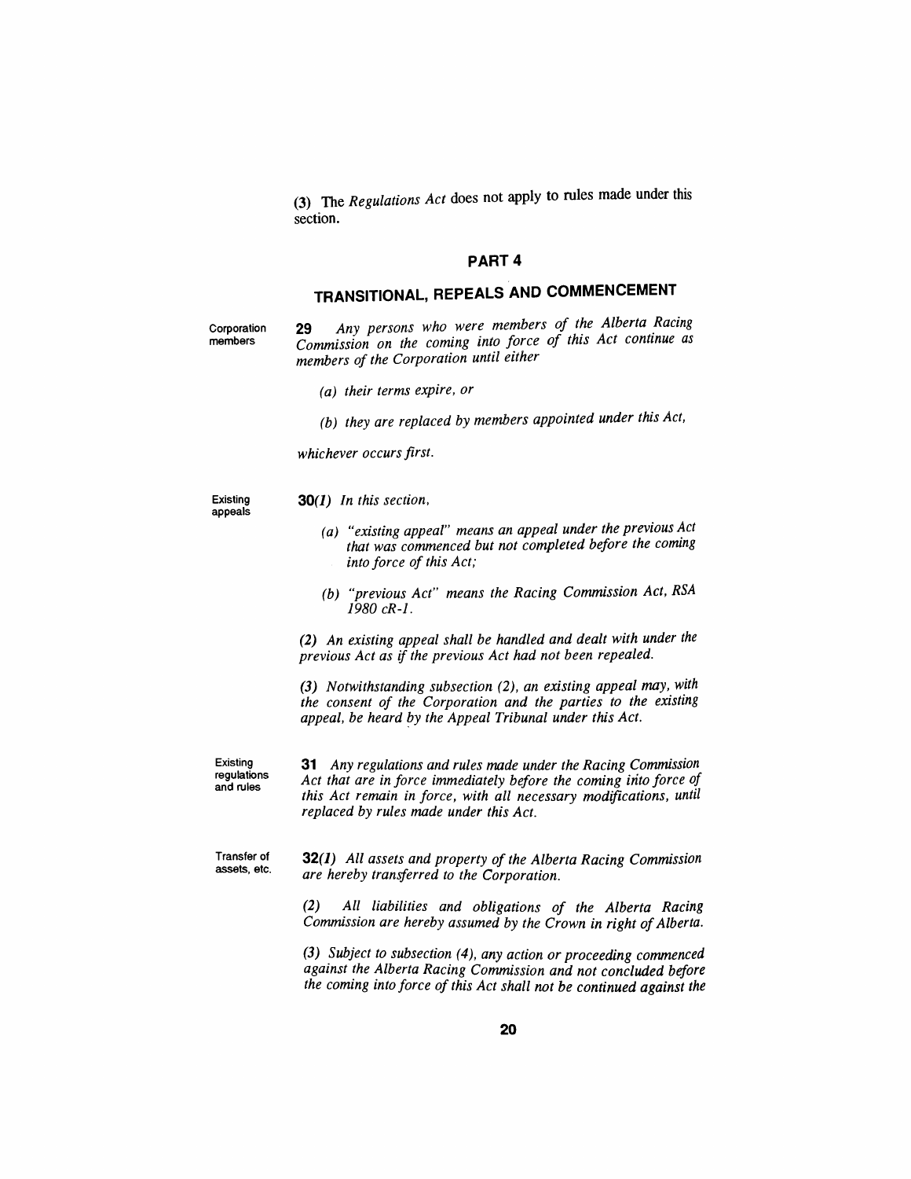(3) The *Regulations Act* does not apply to rules made under this section.

## PART 4

## TRANSITIONAL, REPEALS AND COMMENCEMENT

Corporation members

**29** *Any persons who were members of the Alberta Racing Commission on the coming into force of this Act continue as members of the Corporation until either*

*(a) their terms expire, or*

*(b) they are replaced by members appointed under this Act,*

*whichever occurs first.*

Existing appeals

**30**(*1*) *In this section,*

*(a) "existing appeal" means an appeal under the previous Act that was commenced but not completed before the coming into force of this Act;*

*(b) "previous Act" means the Racing Commission Act, RSA 1980 cR-1.*

*(2) An existing appeal shall be handled and dealt with under the previous Act as if the previous Act had not been repealed.*

*(3) Notwithstanding subsection (2), an existing appeal may, with the consent of the Corporation and the parties to the existing appeal, be heard by the Appeal Tribunal under this Act.*

Existing regulations and rules

**31** *Any regulations and rules made under the Racing Commission Act that are in force immediately before the coming into force of this Act remain in force, with all necessary modifications, until replaced by rules made under this Act.*

Transfer of assets, etc.

**32**(*1*) *All assets and property of the Alberta Racing Commission are hereby transferred to the Corporation.*

*(2) All liabilities and obligations of the Alberta Racing Commission are hereby assumed by the Crown in right of Alberta.*

*(3) Subject to subsection (4), any action or proceeding commenced against the Alberta Racing Commission and not concluded before the coming into force of this Act shall not be continued against the*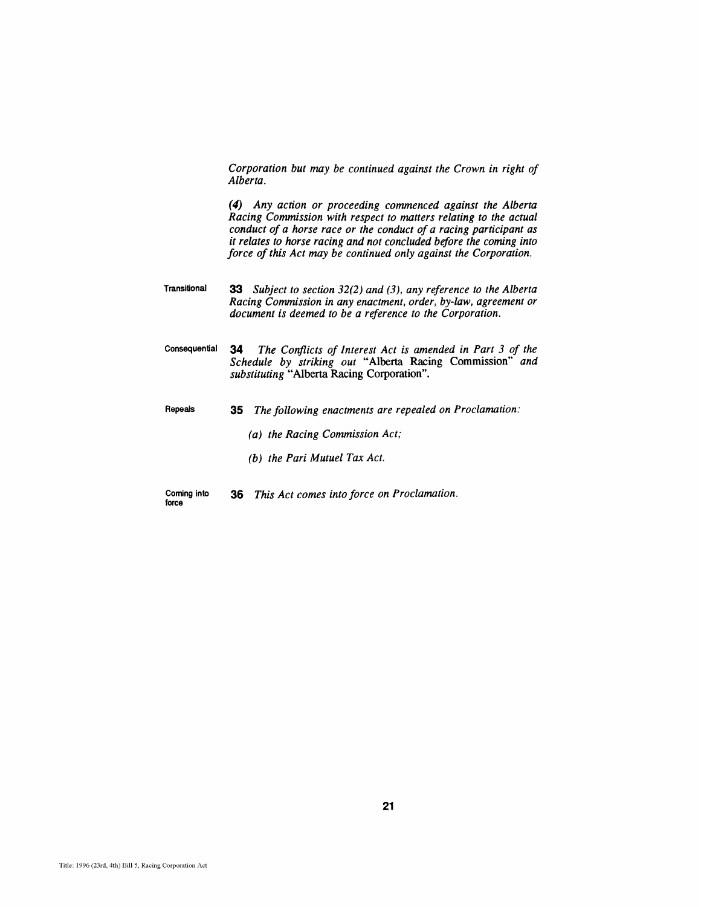*Corporation but may be continued against the Crown in right of Alberta.*

*(4) Any action or proceeding commenced against the Alberta Racing Commission with respect to matters relating to the actual conduct of a horse race or the conduct of a racing participant as it relates to horse racing and not concluded before the coming into force of this Act may be continued only against the Corporation.*

Transitional

**33** *Subject to section 32(2) and (3), any reference to the Alberta Racing Commission in any enactment, order, by-law, agreement or document is deemed to be a reference to the Corporation.*

Consequential

**34** *The Conflicts of Interest Act is amended in Part 3 of the Schedule by striking out* "Alberta Racing Commission" *and substituting* "Alberta Racing Corporation".

Repeals

**35** *The following enactments are repealed on Proclamation:*

*(a) the Racing Commission Act;*

*(b) the Pari Mutuel Tax Act.*

Coming into force

**36** *This Act comes into force on Proclamation.*

Title: 1996 (23rd, 4th) Bill 5, Racing Corporation Act